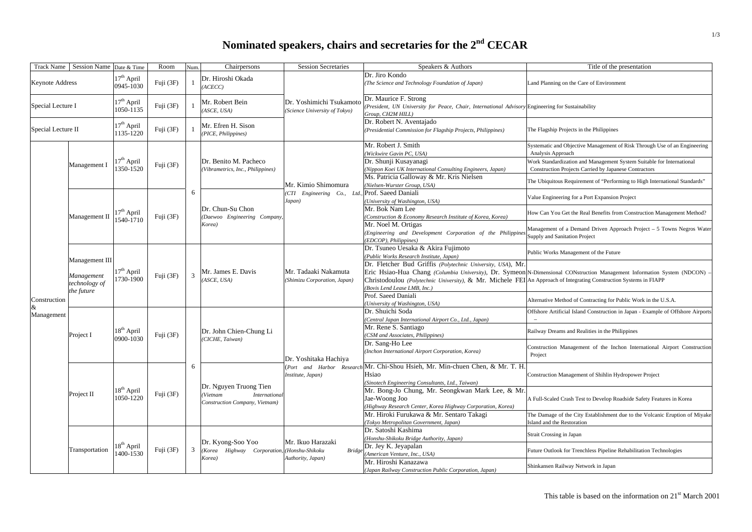# Nominated speakers, chairs and secretaries for the 2nd CECAR

| Track Name | Session Name | Date & Time | Room | Num. | Chairpersons | Session Secretaries | Speakers & Authors | Title of the presentation |
|---|---|---|---|---|---|---|---|---|
| Keynote Address | | 17th April 0945-1030 | Fuji (3F) | 1 | Dr. Hiroshi Okada *(ACECC)* | Dr. Yoshimichi Tsukamoto *(Science University of Tokyo)* | Dr. Jiro Kondo *(The Science and Technology Foundation of Japan)* | Land Planning on the Care of Environment |
| Special Lecture I | | 17th April 1050-1135 | Fuji (3F) | 1 | Mr. Robert Bein *(ASCE, USA)* | | Dr. Maurice F. Strong *(President, UN University for Peace, Chair, International Advisory Group, CH2M HILL)* | Engineering for Sustainability |
| Special Lecture II | | 17th April 1135-1220 | Fuji (3F) | 1 | Mr. Efren H. Sison *(PICE, Philippines)* | | Dr. Robert N. Aventajado *(Presidential Commission for Flagship Projects, Philippines)* | The Flagship Projects in the Philippines |
| Construction & Management | Management I | 17th April 1350-1520 | Fuji (3F) | 6 | Dr. Benito M. Pacheco *(Vibrametrics, Inc., Philippines)* | Mr. Kimio Shimomura *(CTI Engineering Co., Ltd., Japan)* | Mr. Robert J. Smith *(Wickwire Gavin PC, USA)* | Systematic and Objective Management of Risk Through Use of an Engineering Analysis Approach |
| | | | | | | | Dr. Shunji Kusayanagi *(Nippon Koei UK International Consulting Engineers, Japan)* | Work Standardization and Management System Suitable for International Construction Projects Carried by Japanese Contractors |
| | | | | | | | Ms. Patricia Galloway & Mr. Kris Nielsen *(Nielsen-Wurster Group, USA)* | The Ubiquitous Requirement of "Performing to High International Standards" |
| | Management II | 17th April 1540-1710 | Fuji (3F) | | Dr. Chun-Su Chon *(Daewoo Engineering Company, Korea)* | | Prof. Saeed Daniali *(University of Washington, USA)* | Value Engineering for a Port Expansion Project |
| | | | | | | | Mr. Bok Nam Lee *(Construction & Economy Research Institute of Korea, Korea)* | How Can You Get the Real Benefits from Construction Management Method? |
| | | | | | | | Mr. Noel M. Ortigas *(Engineering and Development Corporation of the Philippines (EDCOP), Philippines)* | Management of a Demand Driven Approach Project – 5 Towns Negros Water Supply and Sanitation Project |
| | Management III *Management technology of the future* | 17th April 1730-1900 | Fuji (3F) | 3 | Mr. James E. Davis *(ASCE, USA)* | Mr. Tadaaki Nakamuta *(Shimizu Corporation, Japan)* | Dr. Tsuneo Uesaka & Akira Fujimoto *(Public Works Research Institute, Japan)* | Public Works Management of the Future |
| | | | | | | | Dr. Fletcher Bud Griffis *(Polytechnic University, USA)*, Mr. Eric Hsiao-Hua Chang *(Columbia University)*, Dr. Symeon Christodoulou *(Polytechnic University)*, & Mr. Michele FEI *(Bovis Lend Lease LMB, Inc.)* | N-Dimensional CONstruction Management Information System (NDCON) – An Approach of Integrating Construction Systems in FIAPP |
| | | | | | | | Prof. Saeed Daniali *(University of Washington, USA)* | Alternative Method of Contracting for Public Work in the U.S.A. |
| | Project I | 18th April 0900-1030 | Fuji (3F) | 6 | Dr. John Chien-Chung Li *(CICHE, Taiwan)* | Dr. Yoshitaka Hachiya *(Port and Harbor Research Institute, Japan)* | Dr. Shuichi Soda *(Central Japan International Airport Co., Ltd., Japan)* | Offshore Artificial Island Construction in Japan - Example of Offshore Airports – |
| | | | | | | | Mr. Rene S. Santiago *(CSM and Associates, Philippines)* | Railway Dreams and Realities in the Philippines |
| | | | | | | | Dr. Sang-Ho Lee *(Inchon International Airport Corporation, Korea)* | Construction Management of the Inchon International Airport Construction Project |
| | Project II | 18th April 1050-1220 | Fuji (3F) | | Dr. Nguyen Truong Tien *(Vietnam International Construction Company, Vietnam)* | | Mr. Chi-Shou Hsieh, Mr. Min-chuen Chen, & Mr. T. H. Hsiao *(Sinotech Engineering Consultants, Ltd., Taiwan)* | Construction Management of Shihlin Hydropower Project |
| | | | | | | | Mr. Bong-Jo Chung, Mr. Seongkwan Mark Lee, & Mr. Jae-Woong Joo *(Highway Research Center, Korea Highway Corporation, Korea)* | A Full-Scaled Crash Test to Develop Roadside Safety Features in Korea |
| | | | | | | | Mr. Hiroki Furukawa & Mr. Sentaro Takagi *(Tokyo Metropolitan Government, Japan)* | The Damage of the City Establishment due to the Volcanic Eruption of Miyake Island and the Restoration |
| | Transportation | 18th April 1400-1530 | Fuji (3F) | 3 | Dr. Kyong-Soo Yoo *(Korea Highway Corporation, Korea)* | Mr. Ikuo Harazaki *(Honshu-Shikoku Bridge Authority, Japan)* | Dr. Satoshi Kashima *(Honshu-Shikoku Bridge Authority, Japan)* | Strait Crossing in Japan |
| | | | | | | | Dr. Jey K. Jeyapalan *(American Venture, Inc., USA)* | Future Outlook for Trenchless Pipeline Rehabilitation Technologies |
| | | | | | | | Mr. Hiroshi Kanazawa *(Japan Railway Construction Public Corporation, Japan)* | Shinkansen Railway Network in Japan |

This table is based on the information on 21st March 2001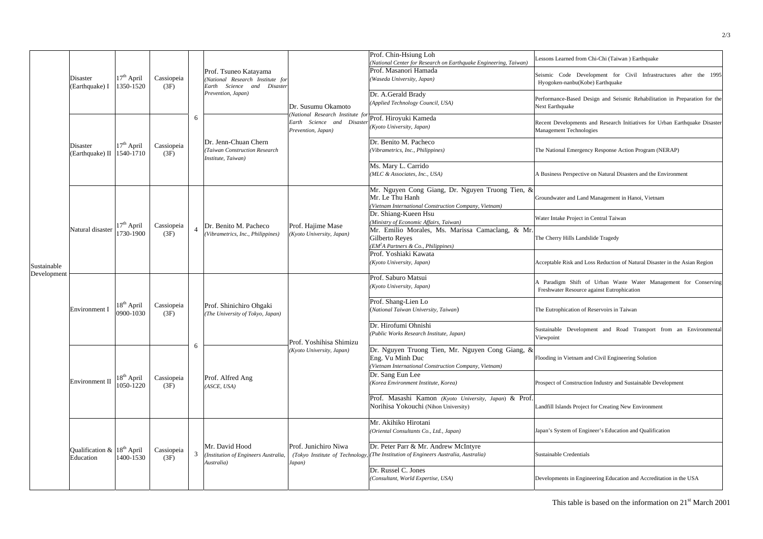| | | | | | | | | |
|---|---|---|---|---|---|---|---|---|
| Sustainable Development | Disaster (Earthquake) I | 17th April 1350-1520 | Cassiopeia (3F) | 6 | Prof. Tsuneo Katayama *(National Research Institute for Earth Science and Disaster Prevention, Japan)* | Dr. Susumu Okamoto *(National Research Institute for Earth Science and Disaster Prevention, Japan)* | Prof. Chin-Hsiung Loh *(National Center for Research on Earthquake Engineering, Taiwan)* | Lessons Learned from Chi-Chi (Taiwan ) Earthquake |
| | | | | | | | Prof. Masanori Hamada *(Waseda University, Japan)* | Seismic Code Development for Civil Infrastructures after the 1995 Hyogoken-nanbu(Kobe) Earthquake |
| | | | | | | | Dr. A.Gerald Brady *(Applied Technology Council, USA)* | Performance-Based Design and Seismic Rehabilitation in Preparation for the Next Earthquake |
| | Disaster (Earthquake) II | 17th April 1540-1710 | Cassiopeia (3F) | | Dr. Jenn-Chuan Chern *(Taiwan Construction Research Institute, Taiwan)* | | Prof. Hiroyuki Kameda *(Kyoto University, Japan)* | Recent Developments and Research Initiatives for Urban Earthquake Disaster Management Technologies |
| | | | | | | | Dr. Benito M. Pacheco *(Vibrametrics, Inc., Philippines)* | The National Emergency Response Action Program (NERAP) |
| | | | | | | | Ms. Mary L. Carrido *(MLC & Associates, Inc., USA)* | A Business Perspective on Natural Disasters and the Environment |
| | Natural disaster | 17th April 1730-1900 | Cassiopeia (3F) | 4 | Dr. Benito M. Pacheco *(Vibrametrics, Inc., Philippines)* | Prof. Hajime Mase *(Kyoto University, Japan)* | Mr. Nguyen Cong Giang, Dr. Nguyen Truong Tien, & Mr. Le Thu Hanh *(Vietnam International Construction Company, Vietnam)* | Groundwater and Land Management in Hanoi, Vietnam |
| | | | | | | | Dr. Shiang-Kueen Hsu *(Ministry of Economic Affairs, Taiwan)* | Water Intake Project in Central Taiwan |
| | | | | | | | Mr. Emilio Morales, Ms. Marissa Camaclang, & Mr. Gilberto Reyes *(EM²A Partners & Co., Philippines)* | The Cherry Hills Landslide Tragedy |
| | | | | | | | Prof. Yoshiaki Kawata *(Kyoto University, Japan)* | Acceptable Risk and Loss Reduction of Natural Disaster in the Asian Region |
| | Environment I | 18th April 0900-1030 | Cassiopeia (3F) | 6 | Prof. Shinichiro Ohgaki *(The University of Tokyo, Japan)* | Prof. Yoshihisa Shimizu *(Kyoto University, Japan)* | Prof. Saburo Matsui *(Kyoto University, Japan)* | A Paradigm Shift of Urban Waste Water Management for Conserving Freshwater Resource against Eutrophication |
| | | | | | | | Prof. Shang-Lien Lo (*National Taiwan University, Taiwan*) | The Eutrophication of Reservoirs in Taiwan |
| | | | | | | | Dr. Hirofumi Ohnishi *(Public Works Research Institute, Japan)* | Sustainable Development and Road Transport from an Environmental Viewpoint |
| | Environment II | 18th April 1050-1220 | Cassiopeia (3F) | | Prof. Alfred Ang *(ASCE, USA)* | | Dr. Nguyen Truong Tien, Mr. Nguyen Cong Giang, & Eng. Vu Minh Duc *(Vietnam International Construction Company, Vietnam)* | Flooding in Vietnam and Civil Engineering Solution |
| | | | | | | | Dr. Sang Eun Lee *(Korea Environment Institute, Korea)* | Prospect of Construction Industry and Sustainable Development |
| | | | | | | | Prof. Masashi Kamon *(Kyoto University, Japan)* & Prof. Norihisa Yokouchi (Nihon University) | Landfill Islands Project for Creating New Environment |
| | Qualification & Education | 18th April 1400-1530 | Cassiopeia (3F) | 3 | Mr. David Hood *(Institution of Engineers Australia, Australia)* | Prof. Junichiro Niwa *(Tokyo Institute of Technology, Japan)* | Mr. Akihiko Hirotani *(Oriental Consultants Co., Ltd., Japan)* | Japan's System of Engineer's Education and Qualification |
| | | | | | | | Dr. Peter Parr & Mr. Andrew McIntyre *(The Institution of Engineers Australia, Australia)* | Sustainable Credentials |
| | | | | | | | Dr. Russel C. Jones *(Consultant, World Expertise, USA)* | Developments in Engineering Education and Accreditation in the USA |

This table is based on the information on 21st March 2001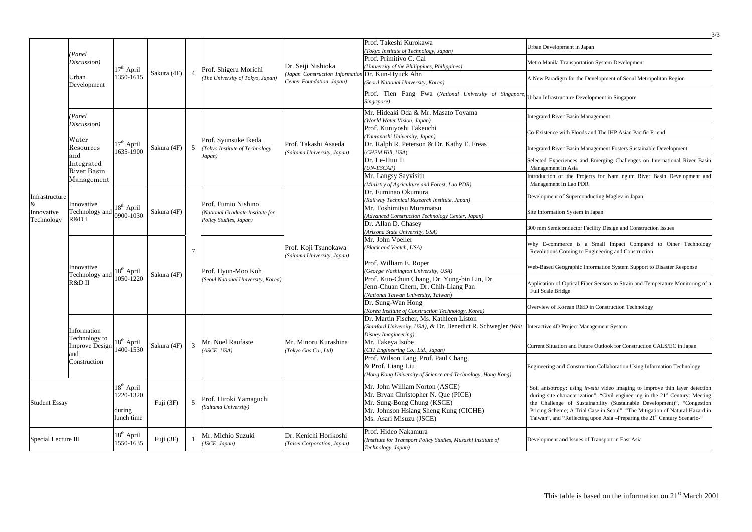| | | | | | | | | |
|---|---|---|---|---|---|---|---|---|
| Infrastructure & Innovative Technology | (Panel Discussion) Urban Development | $17^{th}$ April 1350-1615 | Sakura (4F) | 4 | Prof. Shigeru Morichi *(The University of Tokyo, Japan)* | Dr. Seiji Nishioka *(Japan Construction Information Center Foundation, Japan)* | Prof. Takeshi Kurokawa *(Tokyo Institute of Technology, Japan)* | Urban Development in Japan |
| | | | | | | | Prof. Primitivo C. Cal *(University of the Philippines, Philippines)* | Metro Manila Transportation System Development |
| | | | | | | | Dr. Kun-Hyuck Ahn *(Seoul National University, Korea)* | A New Paradigm for the Development of Seoul Metropolitan Region |
| | | | | | | | Prof. Tien Fang Fwa *(National University of Singapore, Singapore)* | Urban Infrastructure Development in Singapore |
| | (Panel Discussion) Water Resources and Integrated River Basin Management | $17^{th}$ April 1635-1900 | Sakura (4F) | 5 | Prof. Syunsuke Ikeda *(Tokyo Institute of Technology, Japan)* | Prof. Takashi Asaeda *(Saitama University, Japan)* | Mr. Hideaki Oda & Mr. Masato Toyama *(World Water Vision, Japan)* | Integrated River Basin Management |
| | | | | | | | Prof. Kuniyoshi Takeuchi *(Yamanashi University, Japan)* | Co-Existence with Floods and The IHP Asian Pacific Friend |
| | | | | | | | Dr. Ralph R. Peterson & Dr. Kathy E. Freas *(CH2M Hill, USA)* | Integrated River Basin Management Fosters Sustainable Development |
| | | | | | | | Dr. Le-Huu Ti *(UN-ESCAP)* | Selected Experiences and Emerging Challenges on International River Basin Management in Asia |
| | | | | | | | Mr. Langsy Sayvisith *(Ministry of Agriculture and Forest, Lao PDR)* | Introduction of the Projects for Nam ngum River Basin Development and Management in Lao PDR |
| | Innovative Technology and R&D I | $18^{th}$ April 0900-1030 | Sakura (4F) | 7 | Prof. Fumio Nishino *(National Graduate Institute for Policy Studies, Japan)* | Prof. Koji Tsunokawa *(Saitama University, Japan)* | Dr. Fuminao Okumura *(Railway Technical Research Institute, Japan)* | Development of Superconducting Maglev in Japan |
| | | | | | | | Mr. Toshimitsu Muramatsu *(Advanced Construction Technology Center, Japan)* | Site Information System in Japan |
| | | | | | | | Dr. Allan D. Chasey *(Arizona State University, USA)* | 300 mm Semiconductor Facility Design and Construction Issues |
| | Innovative Technology and R&D II | $18^{th}$ April 1050-1220 | Sakura (4F) | | Prof. Hyun-Moo Koh *(Seoul National University, Korea)* | | Mr. John Voeller *(Black and Veatch, USA)* | Why E-commerce is a Small Impact Compared to Other Technology Revolutions Coming to Engineering and Construction |
| | | | | | | | Prof. William E. Roper *(George Washington University, USA)* | Web-Based Geographic Information System Support to Disaster Response |
| | | | | | | | Prof. Kuo-Chun Chang, Dr. Yung-bin Lin, Dr. Jenn-Chuan Chern, Dr. Chih-Liang Pan *(National Taiwan University, Taiwan)* | Application of Optical Fiber Sensors to Strain and Temperature Monitoring of a Full Scale Bridge |
| | | | | | | | Dr. Sung-Wan Hong *(Korea Institute of Construction Technology, Korea)* | Overview of Korean R&D in Construction Technology |
| | Information Technology to Improve Design and Construction | $18^{th}$ April 1400-1530 | Sakura (4F) | 3 | Mr. Noel Raufaste *(ASCE, USA)* | Mr. Minoru Kurashina *(Tokyo Gas Co., Ltd)* | Dr. Martin Fischer, Ms. Kathleen Liston *(Stanford University, USA)*, & Dr. Benedict R. Schwegler *(Walt Disney Imagineering)* | Interactive 4D Project Management System |
| | | | | | | | Mr. Takeya Isobe *(CTI Engineering Co., Ltd., Japan)* | Current Situation and Future Outlook for Construction CALS/EC in Japan |
| | | | | | | | Prof. Wilson Tang, Prof. Paul Chang, & Prof. Liang Liu *(Hong Kong University of Science and Technology, Hong Kong)* | Engineering and Construction Collaboration Using Information Technology |
| Student Essay | | $18^{th}$ April 1220-1320 during lunch time | Fuji (3F) | 5 | Prof. Hiroki Yamaguchi *(Saitama University)* | | Mr. John William Norton (ASCE)<br>Mr. Bryan Christopher N. Que (PICE)<br>Mr. Sung-Bong Chung (KSCE)<br>Mr. Johnson Hsiang Sheng Kung (CICHE)<br>Ms. Asari Misuzu (JSCE) | "Soil anisotropy: using *in-situ* video imaging to improve thin layer detection during site characterization", "Civil engineering in the $21^{st}$ Century: Meeting the Challenge of Sustainability (Sustainable Development)", "Congestion Pricing Scheme; A Trial Case in Seoul", "The Mitigation of Natural Hazard in Taiwan", and "Reflecting upon Asia –Preparing the $21^{st}$ Century Scenario-" |
| Special Lecture III | | $18^{th}$ April 1550-1635 | Fuji (3F) | 1 | Mr. Michio Suzuki *(JSCE, Japan)* | Dr. Kenichi Horikoshi *(Taisei Corporation, Japan)* | Prof. Hideo Nakamura *(Institute for Transport Policy Studies, Musashi Institute of Technology, Japan)* | Development and Issues of Transport in East Asia |

This table is based on the information on $21^{st}$ March 2001